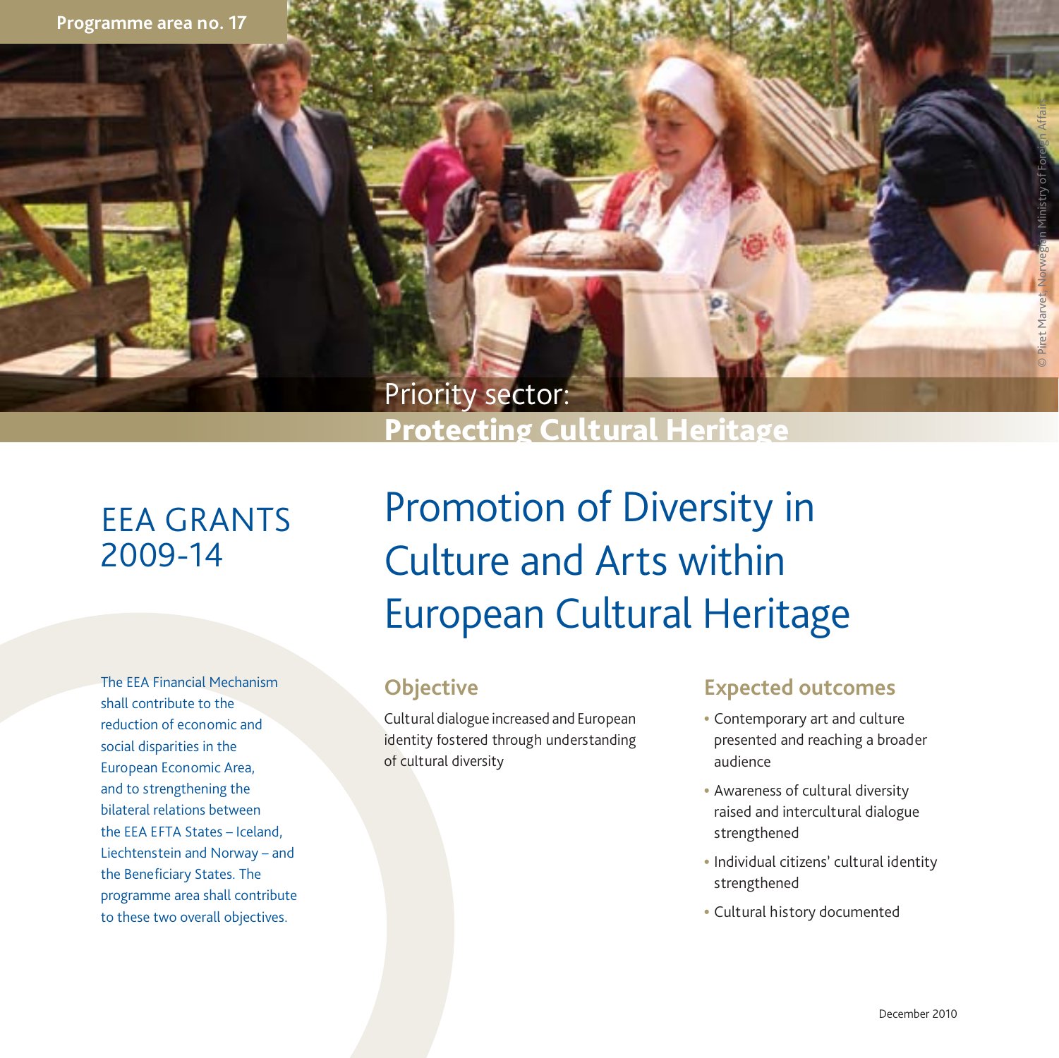Programme area no. 17

Priority sector:
**Protecting Cultural Heritage**

© Piret Marvet, Norwegian Ministry of Foreign Affairs

# EEA GRANTS 2009-14

The EEA Financial Mechanism shall contribute to the reduction of economic and social disparities in the European Economic Area, and to strengthening the bilateral relations between the EEA EFTA States – Iceland, Liechtenstein and Norway – and the Beneficiary States. The programme area shall contribute to these two overall objectives.

# Promotion of Diversity in Culture and Arts within European Cultural Heritage

## Objective

Cultural dialogue increased and European identity fostered through understanding of cultural diversity

## Expected outcomes

- Contemporary art and culture presented and reaching a broader audience
- Awareness of cultural diversity raised and intercultural dialogue strengthened
- Individual citizens' cultural identity strengthened
- Cultural history documented

December 2010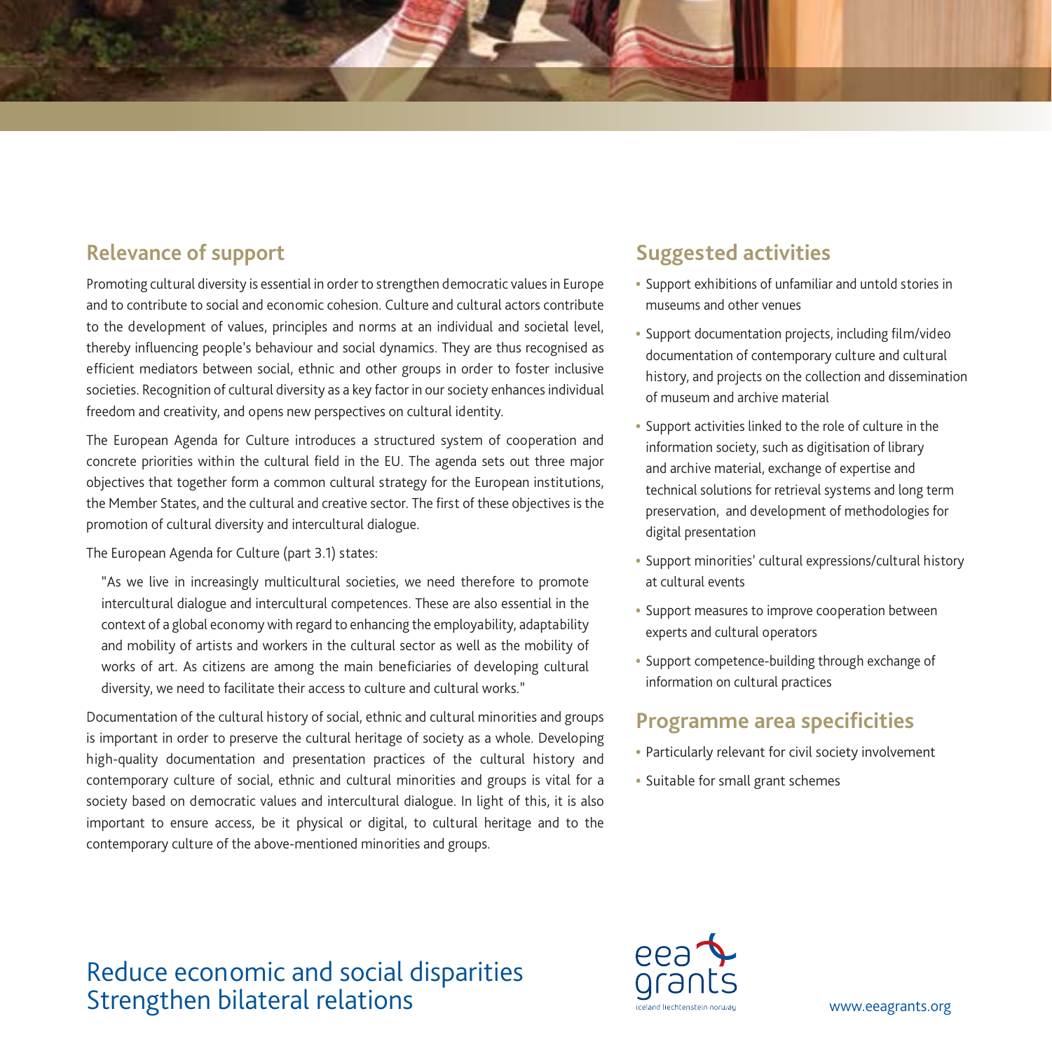## Relevance of support

Promoting cultural diversity is essential in order to strengthen democratic values in Europe and to contribute to social and economic cohesion. Culture and cultural actors contribute to the development of values, principles and norms at an individual and societal level, thereby influencing people's behaviour and social dynamics. They are thus recognised as efficient mediators between social, ethnic and other groups in order to foster inclusive societies. Recognition of cultural diversity as a key factor in our society enhances individual freedom and creativity, and opens new perspectives on cultural identity.

The European Agenda for Culture introduces a structured system of cooperation and concrete priorities within the cultural field in the EU. The agenda sets out three major objectives that together form a common cultural strategy for the European institutions, the Member States, and the cultural and creative sector. The first of these objectives is the promotion of cultural diversity and intercultural dialogue.

The European Agenda for Culture (part 3.1) states:

> "As we live in increasingly multicultural societies, we need therefore to promote intercultural dialogue and intercultural competences. These are also essential in the context of a global economy with regard to enhancing the employability, adaptability and mobility of artists and workers in the cultural sector as well as the mobility of works of art. As citizens are among the main beneficiaries of developing cultural diversity, we need to facilitate their access to culture and cultural works."

Documentation of the cultural history of social, ethnic and cultural minorities and groups is important in order to preserve the cultural heritage of society as a whole. Developing high-quality documentation and presentation practices of the cultural history and contemporary culture of social, ethnic and cultural minorities and groups is vital for a society based on democratic values and intercultural dialogue. In light of this, it is also important to ensure access, be it physical or digital, to cultural heritage and to the contemporary culture of the above-mentioned minorities and groups.

## Suggested activities

- Support exhibitions of unfamiliar and untold stories in museums and other venues
- Support documentation projects, including film/video documentation of contemporary culture and cultural history, and projects on the collection and dissemination of museum and archive material
- Support activities linked to the role of culture in the information society, such as digitisation of library and archive material, exchange of expertise and technical solutions for retrieval systems and long term preservation, and development of methodologies for digital presentation
- Support minorities' cultural expressions/cultural history at cultural events
- Support measures to improve cooperation between experts and cultural operators
- Support competence-building through exchange of information on cultural practices

## Programme area specificities

- Particularly relevant for civil society involvement
- Suitable for small grant schemes

Reduce economic and social disparities
Strengthen bilateral relations

eea grants
iceland liechtenstein norway

www.eeagrants.org